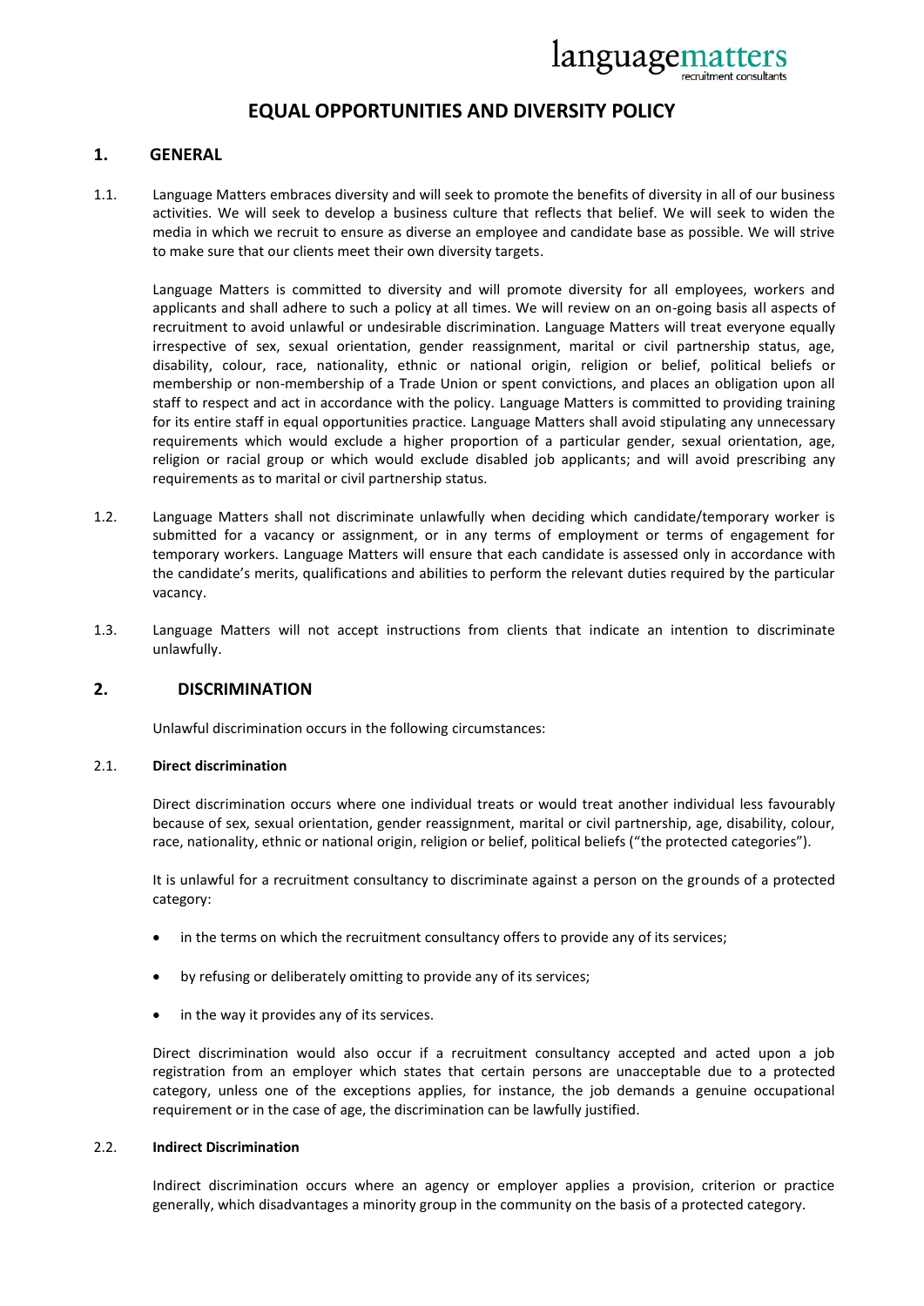languagematters recruitment consultants

# EQUAL OPPORTUNITIES AND DIVERSITY POLICY

## 1. GENERAL

1.1. Language Matters embraces diversity and will seek to promote the benefits of diversity in all of our business activities. We will seek to develop a business culture that reflects that belief. We will seek to widen the media in which we recruit to ensure as diverse an employee and candidate base as possible. We will strive to make sure that our clients meet their own diversity targets.

Language Matters is committed to diversity and will promote diversity for all employees, workers and applicants and shall adhere to such a policy at all times. We will review on an on-going basis all aspects of recruitment to avoid unlawful or undesirable discrimination. Language Matters will treat everyone equally irrespective of sex, sexual orientation, gender reassignment, marital or civil partnership status, age, disability, colour, race, nationality, ethnic or national origin, religion or belief, political beliefs or membership or non-membership of a Trade Union or spent convictions, and places an obligation upon all staff to respect and act in accordance with the policy. Language Matters is committed to providing training for its entire staff in equal opportunities practice. Language Matters shall avoid stipulating any unnecessary requirements which would exclude a higher proportion of a particular gender, sexual orientation, age, religion or racial group or which would exclude disabled job applicants; and will avoid prescribing any requirements as to marital or civil partnership status.

1.2. Language Matters shall not discriminate unlawfully when deciding which candidate/temporary worker is submitted for a vacancy or assignment, or in any terms of employment or terms of engagement for temporary workers. Language Matters will ensure that each candidate is assessed only in accordance with the candidate's merits, qualifications and abilities to perform the relevant duties required by the particular vacancy.

1.3. Language Matters will not accept instructions from clients that indicate an intention to discriminate unlawfully.

## 2. DISCRIMINATION

Unlawful discrimination occurs in the following circumstances:

### 2.1. Direct discrimination

Direct discrimination occurs where one individual treats or would treat another individual less favourably because of sex, sexual orientation, gender reassignment, marital or civil partnership, age, disability, colour, race, nationality, ethnic or national origin, religion or belief, political beliefs ("the protected categories").

It is unlawful for a recruitment consultancy to discriminate against a person on the grounds of a protected category:

- in the terms on which the recruitment consultancy offers to provide any of its services;
- by refusing or deliberately omitting to provide any of its services;
- in the way it provides any of its services.

Direct discrimination would also occur if a recruitment consultancy accepted and acted upon a job registration from an employer which states that certain persons are unacceptable due to a protected category, unless one of the exceptions applies, for instance, the job demands a genuine occupational requirement or in the case of age, the discrimination can be lawfully justified.

### 2.2. Indirect Discrimination

Indirect discrimination occurs where an agency or employer applies a provision, criterion or practice generally, which disadvantages a minority group in the community on the basis of a protected category.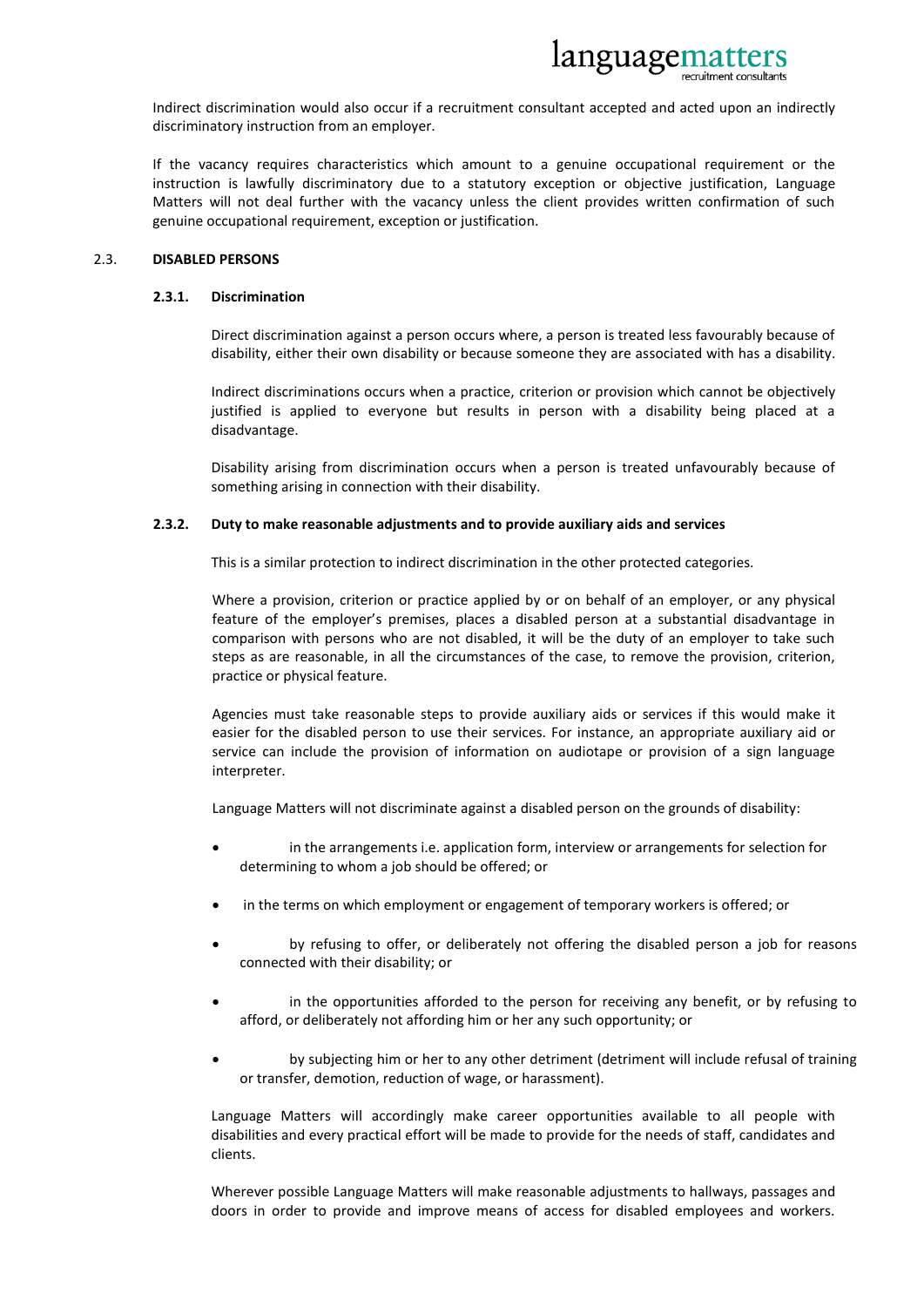Indirect discrimination would also occur if a recruitment consultant accepted and acted upon an indirectly discriminatory instruction from an employer.

If the vacancy requires characteristics which amount to a genuine occupational requirement or the instruction is lawfully discriminatory due to a statutory exception or objective justification, Language Matters will not deal further with the vacancy unless the client provides written confirmation of such genuine occupational requirement, exception or justification.

## 2.3. DISABLED PERSONS

### 2.3.1. Discrimination

Direct discrimination against a person occurs where, a person is treated less favourably because of disability, either their own disability or because someone they are associated with has a disability.

Indirect discriminations occurs when a practice, criterion or provision which cannot be objectively justified is applied to everyone but results in person with a disability being placed at a disadvantage.

Disability arising from discrimination occurs when a person is treated unfavourably because of something arising in connection with their disability.

### 2.3.2. Duty to make reasonable adjustments and to provide auxiliary aids and services

This is a similar protection to indirect discrimination in the other protected categories.

Where a provision, criterion or practice applied by or on behalf of an employer, or any physical feature of the employer's premises, places a disabled person at a substantial disadvantage in comparison with persons who are not disabled, it will be the duty of an employer to take such steps as are reasonable, in all the circumstances of the case, to remove the provision, criterion, practice or physical feature.

Agencies must take reasonable steps to provide auxiliary aids or services if this would make it easier for the disabled person to use their services. For instance, an appropriate auxiliary aid or service can include the provision of information on audiotape or provision of a sign language interpreter.

Language Matters will not discriminate against a disabled person on the grounds of disability:

- in the arrangements i.e. application form, interview or arrangements for selection for determining to whom a job should be offered; or
- in the terms on which employment or engagement of temporary workers is offered; or
- by refusing to offer, or deliberately not offering the disabled person a job for reasons connected with their disability; or
- in the opportunities afforded to the person for receiving any benefit, or by refusing to afford, or deliberately not affording him or her any such opportunity; or
- by subjecting him or her to any other detriment (detriment will include refusal of training or transfer, demotion, reduction of wage, or harassment).

Language Matters will accordingly make career opportunities available to all people with disabilities and every practical effort will be made to provide for the needs of staff, candidates and clients.

Wherever possible Language Matters will make reasonable adjustments to hallways, passages and doors in order to provide and improve means of access for disabled employees and workers.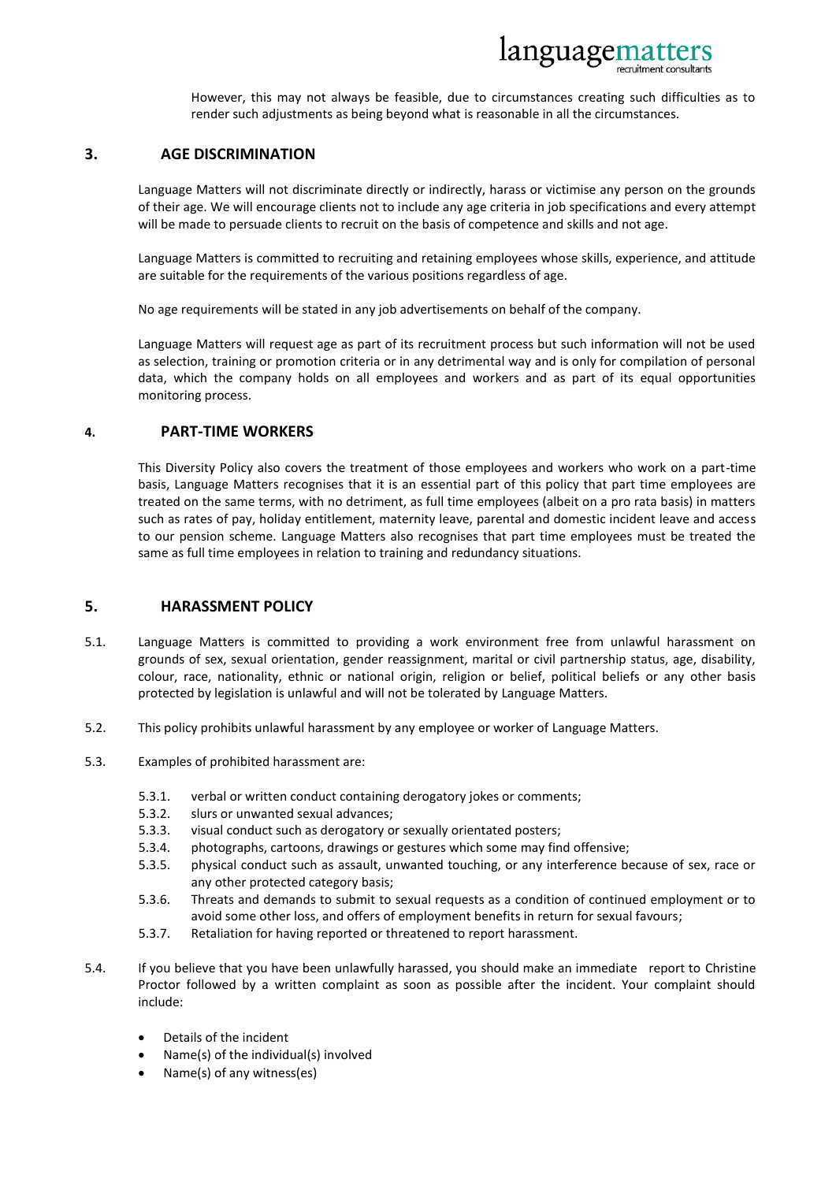However, this may not always be feasible, due to circumstances creating such difficulties as to render such adjustments as being beyond what is reasonable in all the circumstances.

## 3. AGE DISCRIMINATION

Language Matters will not discriminate directly or indirectly, harass or victimise any person on the grounds of their age. We will encourage clients not to include any age criteria in job specifications and every attempt will be made to persuade clients to recruit on the basis of competence and skills and not age.

Language Matters is committed to recruiting and retaining employees whose skills, experience, and attitude are suitable for the requirements of the various positions regardless of age.

No age requirements will be stated in any job advertisements on behalf of the company.

Language Matters will request age as part of its recruitment process but such information will not be used as selection, training or promotion criteria or in any detrimental way and is only for compilation of personal data, which the company holds on all employees and workers and as part of its equal opportunities monitoring process.

## 4. PART-TIME WORKERS

This Diversity Policy also covers the treatment of those employees and workers who work on a part-time basis, Language Matters recognises that it is an essential part of this policy that part time employees are treated on the same terms, with no detriment, as full time employees (albeit on a pro rata basis) in matters such as rates of pay, holiday entitlement, maternity leave, parental and domestic incident leave and access to our pension scheme. Language Matters also recognises that part time employees must be treated the same as full time employees in relation to training and redundancy situations.

## 5. HARASSMENT POLICY

5.1. Language Matters is committed to providing a work environment free from unlawful harassment on grounds of sex, sexual orientation, gender reassignment, marital or civil partnership status, age, disability, colour, race, nationality, ethnic or national origin, religion or belief, political beliefs or any other basis protected by legislation is unlawful and will not be tolerated by Language Matters.

5.2. This policy prohibits unlawful harassment by any employee or worker of Language Matters.

5.3. Examples of prohibited harassment are:

- 5.3.1. verbal or written conduct containing derogatory jokes or comments;
- 5.3.2. slurs or unwanted sexual advances;
- 5.3.3. visual conduct such as derogatory or sexually orientated posters;
- 5.3.4. photographs, cartoons, drawings or gestures which some may find offensive;
- 5.3.5. physical conduct such as assault, unwanted touching, or any interference because of sex, race or any other protected category basis;
- 5.3.6. Threats and demands to submit to sexual requests as a condition of continued employment or to avoid some other loss, and offers of employment benefits in return for sexual favours;
- 5.3.7. Retaliation for having reported or threatened to report harassment.

5.4. If you believe that you have been unlawfully harassed, you should make an immediate report to Christine Proctor followed by a written complaint as soon as possible after the incident. Your complaint should include:

- Details of the incident
- Name(s) of the individual(s) involved
- Name(s) of any witness(es)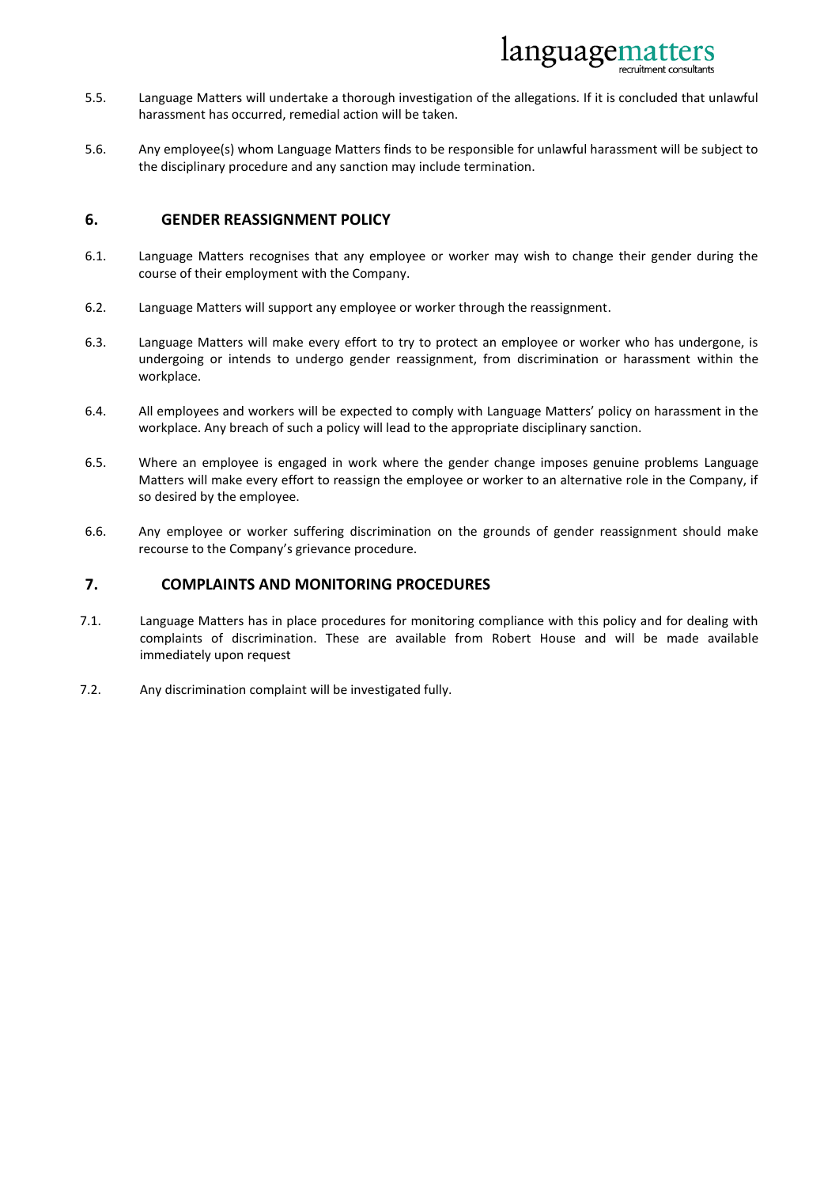5.5. Language Matters will undertake a thorough investigation of the allegations. If it is concluded that unlawful harassment has occurred, remedial action will be taken.

5.6. Any employee(s) whom Language Matters finds to be responsible for unlawful harassment will be subject to the disciplinary procedure and any sanction may include termination.

## 6. GENDER REASSIGNMENT POLICY

6.1. Language Matters recognises that any employee or worker may wish to change their gender during the course of their employment with the Company.

6.2. Language Matters will support any employee or worker through the reassignment.

6.3. Language Matters will make every effort to try to protect an employee or worker who has undergone, is undergoing or intends to undergo gender reassignment, from discrimination or harassment within the workplace.

6.4. All employees and workers will be expected to comply with Language Matters' policy on harassment in the workplace. Any breach of such a policy will lead to the appropriate disciplinary sanction.

6.5. Where an employee is engaged in work where the gender change imposes genuine problems Language Matters will make every effort to reassign the employee or worker to an alternative role in the Company, if so desired by the employee.

6.6. Any employee or worker suffering discrimination on the grounds of gender reassignment should make recourse to the Company's grievance procedure.

## 7. COMPLAINTS AND MONITORING PROCEDURES

7.1. Language Matters has in place procedures for monitoring compliance with this policy and for dealing with complaints of discrimination. These are available from Robert House and will be made available immediately upon request

7.2. Any discrimination complaint will be investigated fully.